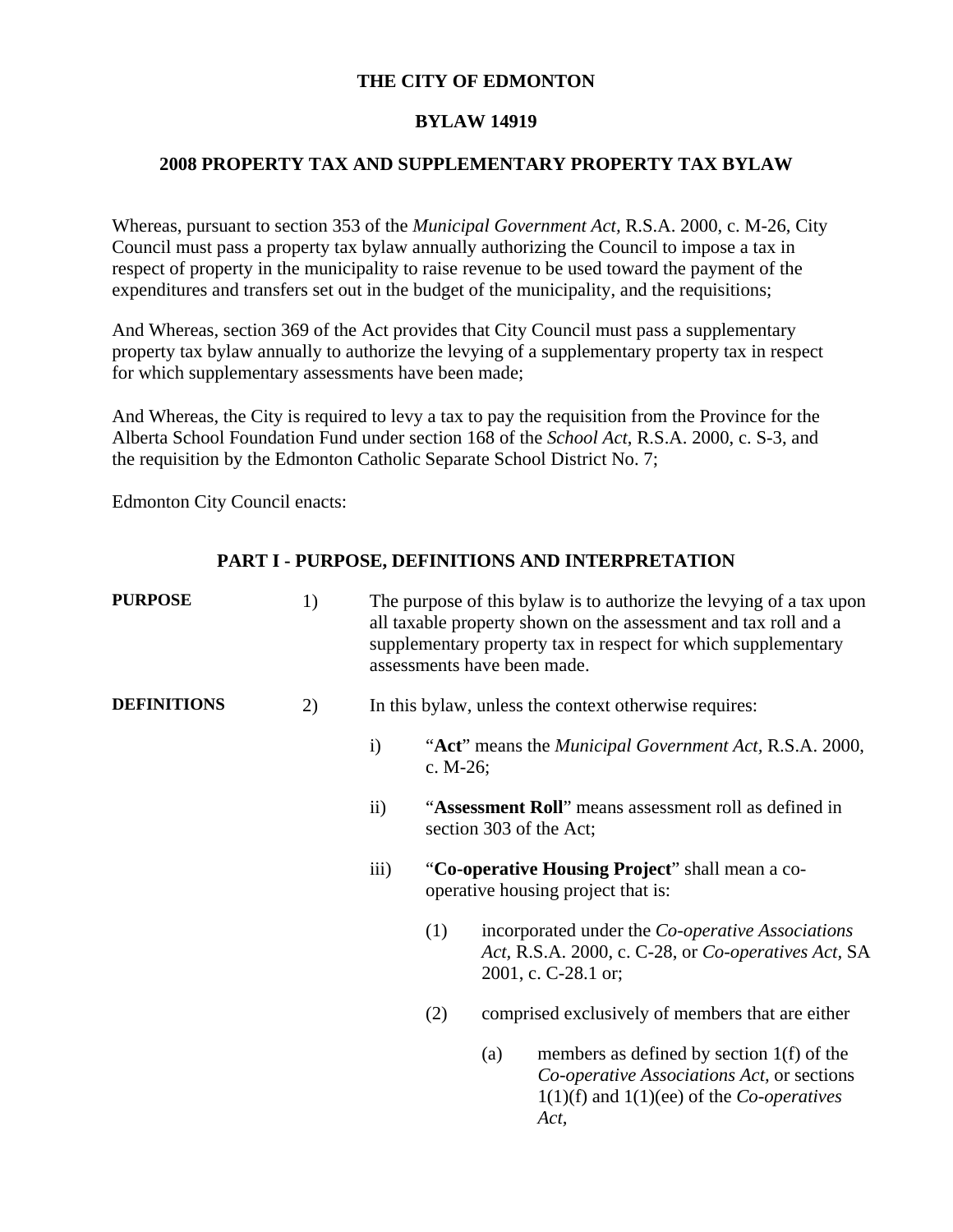# THE CITY OF EDMONTON

## BYLAW 14919

## 2008 PROPERTY TAX AND SUPPLEMENTARY PROPERTY TAX BYLAW

Whereas, pursuant to section 353 of the *Municipal Government Act*, R.S.A. 2000, c. M-26, City Council must pass a property tax bylaw annually authorizing the Council to impose a tax in respect of property in the municipality to raise revenue to be used toward the payment of the expenditures and transfers set out in the budget of the municipality, and the requisitions;

And Whereas, section 369 of the Act provides that City Council must pass a supplementary property tax bylaw annually to authorize the levying of a supplementary property tax in respect for which supplementary assessments have been made;

And Whereas, the City is required to levy a tax to pay the requisition from the Province for the Alberta School Foundation Fund under section 168 of the *School Act*, R.S.A. 2000, c. S-3, and the requisition by the Edmonton Catholic Separate School District No. 7;

Edmonton City Council enacts:

## PART I - PURPOSE, DEFINITIONS AND INTERPRETATION

**PURPOSE**

1) The purpose of this bylaw is to authorize the levying of a tax upon all taxable property shown on the assessment and tax roll and a supplementary property tax in respect for which supplementary assessments have been made.

**DEFINITIONS**

2) In this bylaw, unless the context otherwise requires:

- i) "**Act**" means the *Municipal Government Act,* R.S.A. 2000, c. M-26;
- ii) "**Assessment Roll**" means assessment roll as defined in section 303 of the Act;
- iii) "**Co-operative Housing Project**" shall mean a co-operative housing project that is:
  - (1) incorporated under the *Co-operative Associations Act,* R.S.A. 2000, c. C-28, or *Co-operatives Act,* SA 2001, c. C-28.1 or;
  - (2) comprised exclusively of members that are either
    - (a) members as defined by section 1(f) of the *Co-operative Associations Act,* or sections 1(1)(f) and 1(1)(ee) of the *Co-operatives Act*,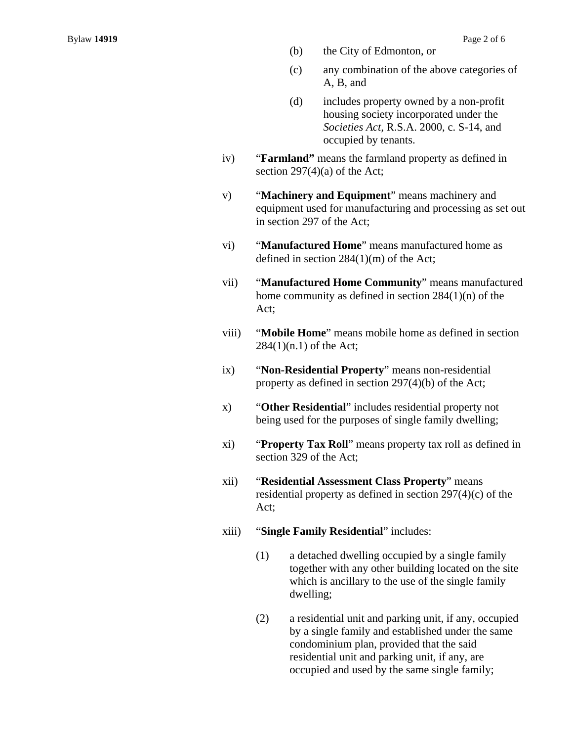(b) the City of Edmonton, or

(c) any combination of the above categories of A, B, and

(d) includes property owned by a non-profit housing society incorporated under the *Societies Act*, R.S.A. 2000, c. S-14, and occupied by tenants.

iv) "**Farmland"** means the farmland property as defined in section 297(4)(a) of the Act;

v) "**Machinery and Equipment**" means machinery and equipment used for manufacturing and processing as set out in section 297 of the Act;

vi) "**Manufactured Home**" means manufactured home as defined in section 284(1)(m) of the Act;

vii) "**Manufactured Home Community**" means manufactured home community as defined in section 284(1)(n) of the Act;

viii) "**Mobile Home**" means mobile home as defined in section 284(1)(n.1) of the Act;

ix) "**Non-Residential Property**" means non-residential property as defined in section 297(4)(b) of the Act;

x) "**Other Residential**" includes residential property not being used for the purposes of single family dwelling;

xi) "**Property Tax Roll**" means property tax roll as defined in section 329 of the Act;

xii) "**Residential Assessment Class Property**" means residential property as defined in section 297(4)(c) of the Act;

xiii) "**Single Family Residential**" includes:

(1) a detached dwelling occupied by a single family together with any other building located on the site which is ancillary to the use of the single family dwelling;

(2) a residential unit and parking unit, if any, occupied by a single family and established under the same condominium plan, provided that the said residential unit and parking unit, if any, are occupied and used by the same single family;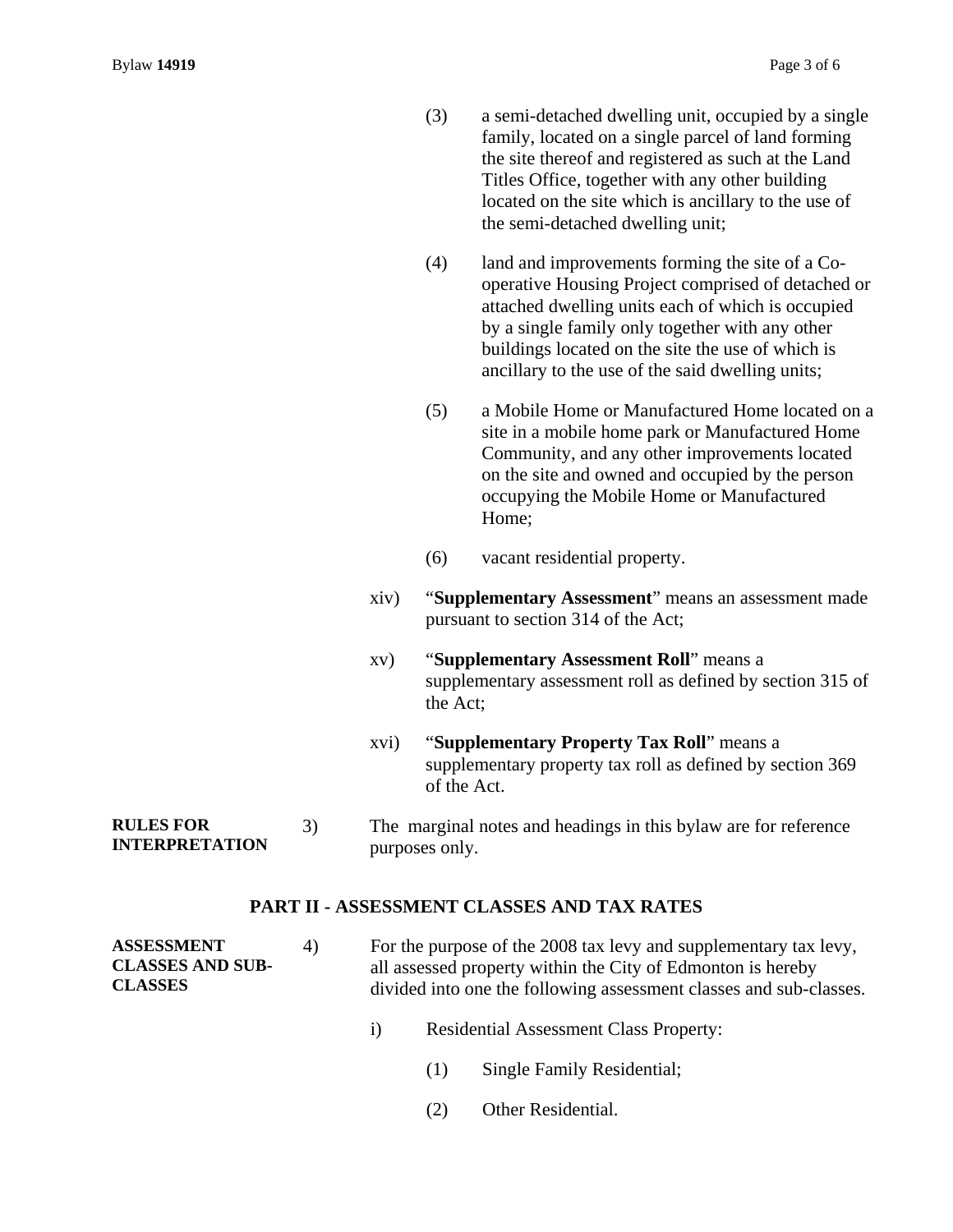(3) a semi-detached dwelling unit, occupied by a single family, located on a single parcel of land forming the site thereof and registered as such at the Land Titles Office, together with any other building located on the site which is ancillary to the use of the semi-detached dwelling unit;

(4) land and improvements forming the site of a Co-operative Housing Project comprised of detached or attached dwelling units each of which is occupied by a single family only together with any other buildings located on the site the use of which is ancillary to the use of the said dwelling units;

(5) a Mobile Home or Manufactured Home located on a site in a mobile home park or Manufactured Home Community, and any other improvements located on the site and owned and occupied by the person occupying the Mobile Home or Manufactured Home;

(6) vacant residential property.

xiv) "**Supplementary Assessment**" means an assessment made pursuant to section 314 of the Act;

xv) "**Supplementary Assessment Roll**" means a supplementary assessment roll as defined by section 315 of the Act;

xvi) "**Supplementary Property Tax Roll**" means a supplementary property tax roll as defined by section 369 of the Act.

**RULES FOR INTERPRETATION**

3) The marginal notes and headings in this bylaw are for reference purposes only.

## PART II - ASSESSMENT CLASSES AND TAX RATES

**ASSESSMENT CLASSES AND SUB-CLASSES**

4) For the purpose of the 2008 tax levy and supplementary tax levy, all assessed property within the City of Edmonton is hereby divided into one the following assessment classes and sub-classes.

i) Residential Assessment Class Property:

(1) Single Family Residential;

(2) Other Residential.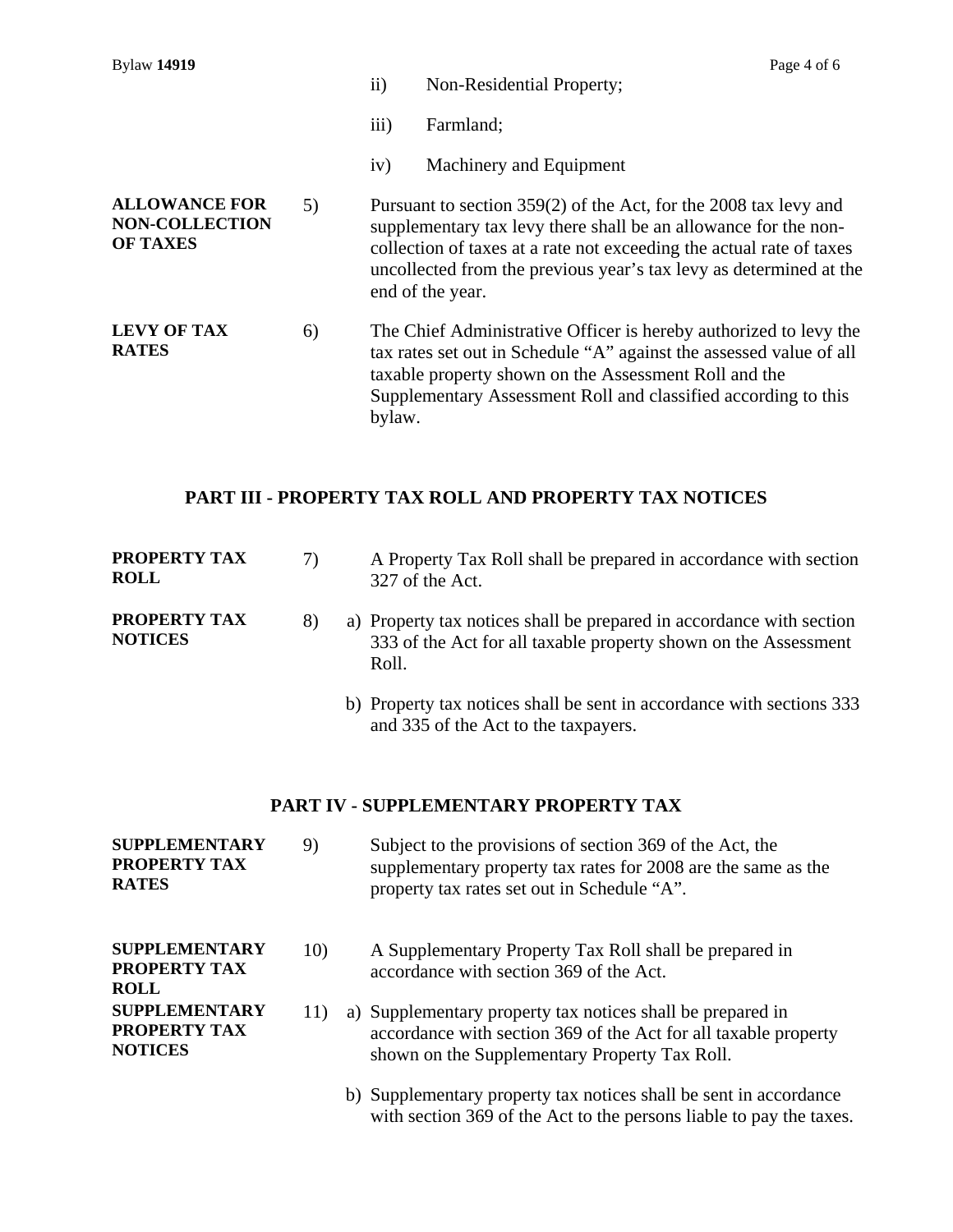ii) Non-Residential Property;

iii) Farmland;

iv) Machinery and Equipment

**ALLOWANCE FOR NON-COLLECTION OF TAXES**

5) Pursuant to section 359(2) of the Act, for the 2008 tax levy and supplementary tax levy there shall be an allowance for the non-collection of taxes at a rate not exceeding the actual rate of taxes uncollected from the previous year's tax levy as determined at the end of the year.

**LEVY OF TAX RATES**

6) The Chief Administrative Officer is hereby authorized to levy the tax rates set out in Schedule "A" against the assessed value of all taxable property shown on the Assessment Roll and the Supplementary Assessment Roll and classified according to this bylaw.

## PART III - PROPERTY TAX ROLL AND PROPERTY TAX NOTICES

**PROPERTY TAX ROLL**

7) A Property Tax Roll shall be prepared in accordance with section 327 of the Act.

**PROPERTY TAX NOTICES**

8) a) Property tax notices shall be prepared in accordance with section 333 of the Act for all taxable property shown on the Assessment Roll.

b) Property tax notices shall be sent in accordance with sections 333 and 335 of the Act to the taxpayers.

## PART IV - SUPPLEMENTARY PROPERTY TAX

**SUPPLEMENTARY PROPERTY TAX RATES**

9) Subject to the provisions of section 369 of the Act, the supplementary property tax rates for 2008 are the same as the property tax rates set out in Schedule "A".

**SUPPLEMENTARY PROPERTY TAX ROLL**

10) A Supplementary Property Tax Roll shall be prepared in accordance with section 369 of the Act.

**SUPPLEMENTARY PROPERTY TAX NOTICES**

11) a) Supplementary property tax notices shall be prepared in accordance with section 369 of the Act for all taxable property shown on the Supplementary Property Tax Roll.

b) Supplementary property tax notices shall be sent in accordance with section 369 of the Act to the persons liable to pay the taxes.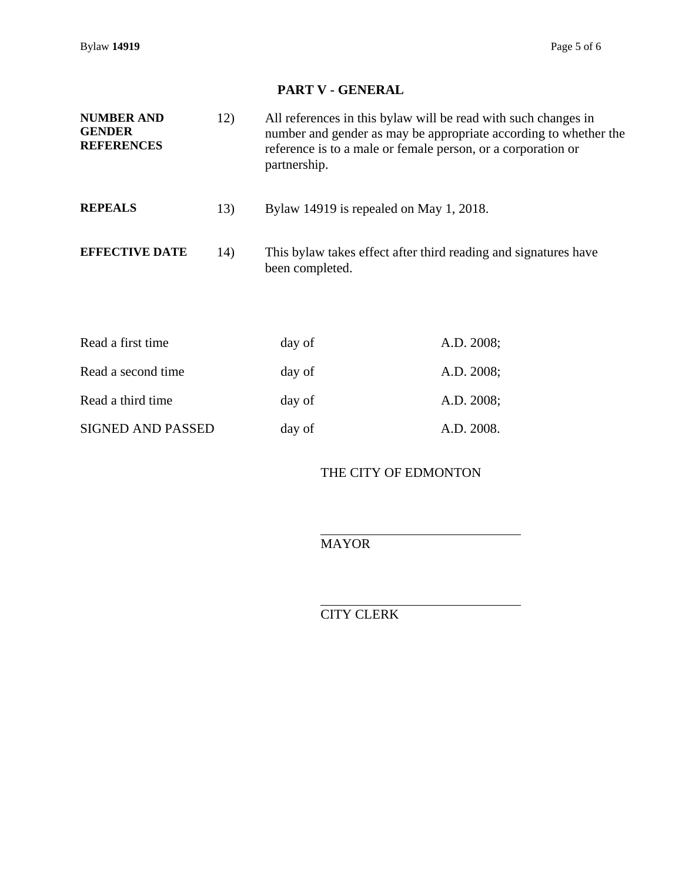## PART V - GENERAL

**NUMBER AND GENDER REFERENCES**

12) All references in this bylaw will be read with such changes in number and gender as may be appropriate according to whether the reference is to a male or female person, or a corporation or partnership.

**REPEALS**

13) Bylaw 14919 is repealed on May 1, 2018.

**EFFECTIVE DATE**

14) This bylaw takes effect after third reading and signatures have been completed.

| | | |
|---|---|---|
| Read a first time | day of | A.D. 2008; |
| Read a second time | day of | A.D. 2008; |
| Read a third time | day of | A.D. 2008; |
| SIGNED AND PASSED | day of | A.D. 2008. |

THE CITY OF EDMONTON

\_\_\_\_\_\_\_\_\_\_\_\_\_\_\_\_\_\_\_\_\_\_\_\_\_\_\_\_\_\_

MAYOR

\_\_\_\_\_\_\_\_\_\_\_\_\_\_\_\_\_\_\_\_\_\_\_\_\_\_\_\_\_\_

CITY CLERK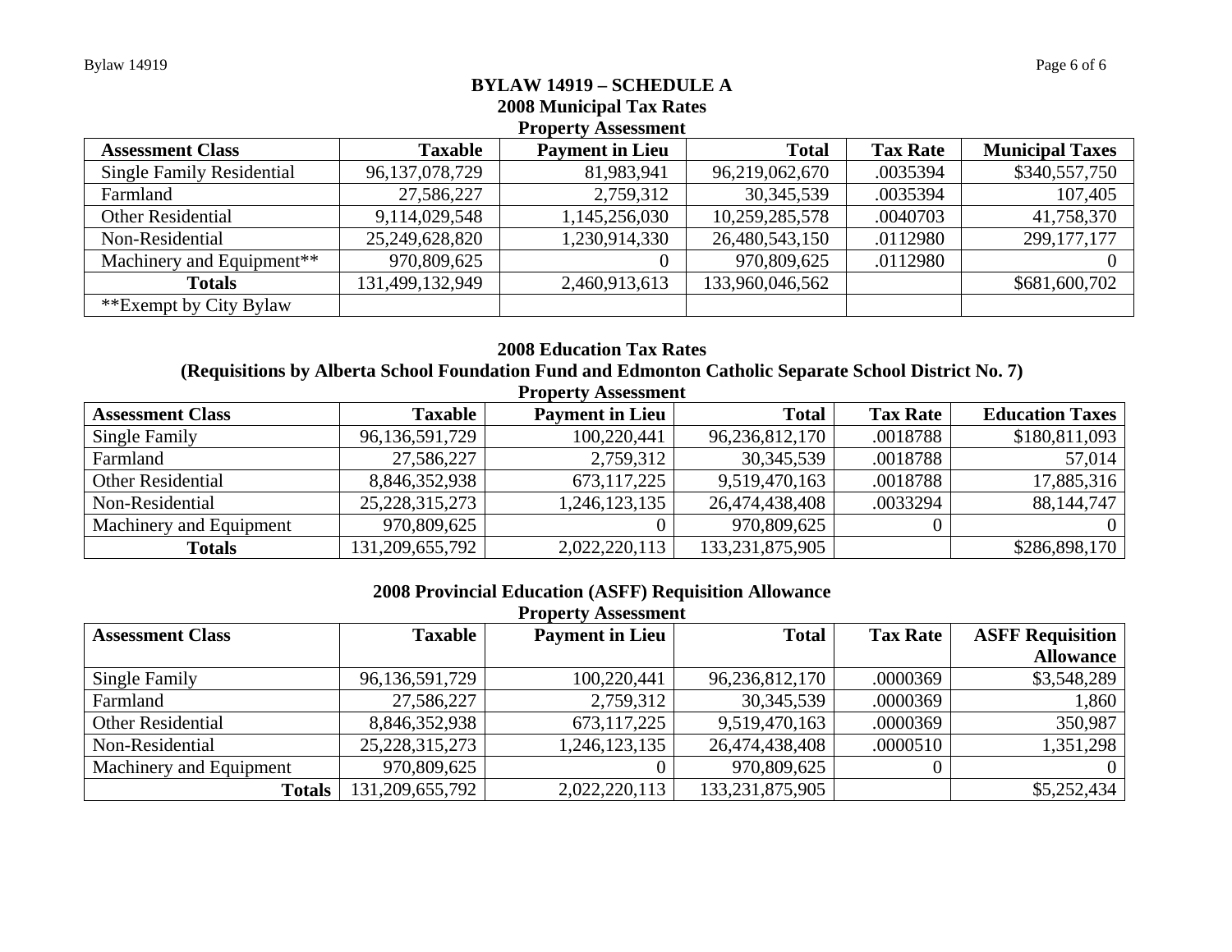## BYLAW 14919 – SCHEDULE A

### 2008 Municipal Tax Rates

**Property Assessment**

| Assessment Class | Taxable | Payment in Lieu | Total | Tax Rate | Municipal Taxes |
|---|---|---|---|---|---|
| Single Family Residential | 96,137,078,729 | 81,983,941 | 96,219,062,670 | .0035394 | $340,557,750 |
| Farmland | 27,586,227 | 2,759,312 | 30,345,539 | .0035394 | 107,405 |
| Other Residential | 9,114,029,548 | 1,145,256,030 | 10,259,285,578 | .0040703 | 41,758,370 |
| Non-Residential | 25,249,628,820 | 1,230,914,330 | 26,480,543,150 | .0112980 | 299,177,177 |
| Machinery and Equipment** | 970,809,625 | 0 | 970,809,625 | .0112980 | 0 |
| **Totals** | 131,499,132,949 | 2,460,913,613 | 133,960,046,562 | | $681,600,702 |
| **Exempt by City Bylaw | | | | | |

### 2008 Education Tax Rates

**(Requisitions by Alberta School Foundation Fund and Edmonton Catholic Separate School District No. 7)**

**Property Assessment**

| Assessment Class | Taxable | Payment in Lieu | Total | Tax Rate | Education Taxes |
|---|---|---|---|---|---|
| Single Family | 96,136,591,729 | 100,220,441 | 96,236,812,170 | .0018788 | $180,811,093 |
| Farmland | 27,586,227 | 2,759,312 | 30,345,539 | .0018788 | 57,014 |
| Other Residential | 8,846,352,938 | 673,117,225 | 9,519,470,163 | .0018788 | 17,885,316 |
| Non-Residential | 25,228,315,273 | 1,246,123,135 | 26,474,438,408 | .0033294 | 88,144,747 |
| Machinery and Equipment | 970,809,625 | 0 | 970,809,625 | 0 | 0 |
| **Totals** | 131,209,655,792 | 2,022,220,113 | 133,231,875,905 | | $286,898,170 |

### 2008 Provincial Education (ASFF) Requisition Allowance

**Property Assessment**

| Assessment Class | Taxable | Payment in Lieu | Total | Tax Rate | ASFF Requisition Allowance |
|---|---|---|---|---|---|
| Single Family | 96,136,591,729 | 100,220,441 | 96,236,812,170 | .0000369 | $3,548,289 |
| Farmland | 27,586,227 | 2,759,312 | 30,345,539 | .0000369 | 1,860 |
| Other Residential | 8,846,352,938 | 673,117,225 | 9,519,470,163 | .0000369 | 350,987 |
| Non-Residential | 25,228,315,273 | 1,246,123,135 | 26,474,438,408 | .0000510 | 1,351,298 |
| Machinery and Equipment | 970,809,625 | 0 | 970,809,625 | 0 | 0 |
| **Totals** | 131,209,655,792 | 2,022,220,113 | 133,231,875,905 | | $5,252,434 |